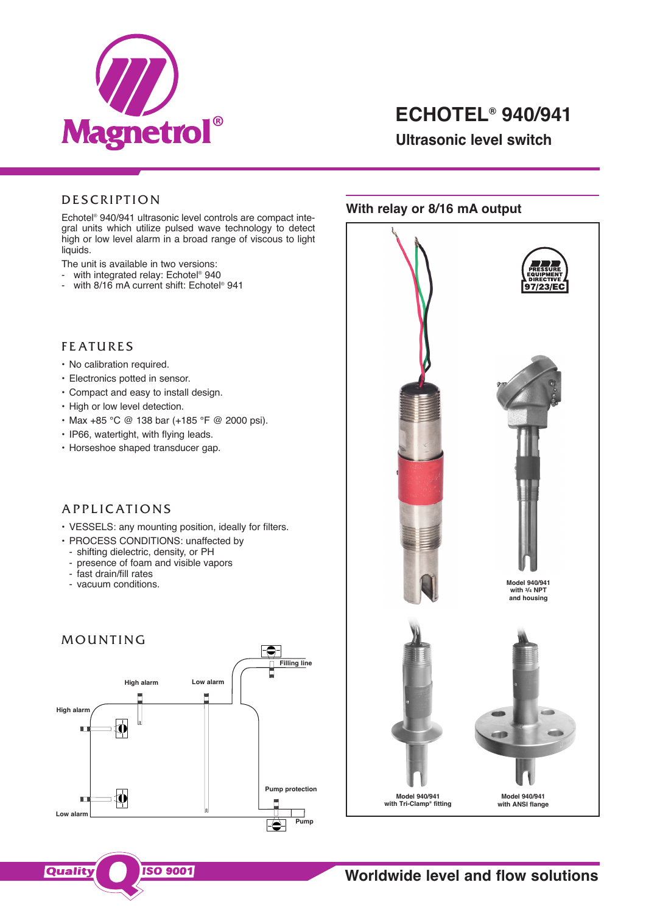# ECHOTEL® 940/941

## Ultrasonic level switch

## DESCRIPTION

Echotel® 940/941 ultrasonic level controls are compact integral units which utilize pulsed wave technology to detect high or low level alarm in a broad range of viscous to light liquids.

The unit is available in two versions:

- with integrated relay: Echotel® 940
- with 8/16 mA current shift: Echotel® 941

## FEATURES

- No calibration required.
- Electronics potted in sensor.
- Compact and easy to install design.
- High or low level detection.
- Max +85 °C @ 138 bar (+185 °F @ 2000 psi).
- IP66, watertight, with flying leads.
- Horseshoe shaped transducer gap.

## APPLICATIONS

- VESSELS: any mounting position, ideally for filters.
- PROCESS CONDITIONS: unaffected by
  - shifting dielectric, density, or PH
  - presence of foam and visible vapors
  - fast drain/fill rates
  - vacuum conditions.

## MOUNTING

Filling line

High alarm

Low alarm

High alarm

Pump protection

Low alarm

Pump

## With relay or 8/16 mA output

PRESSURE EQUIPMENT DIRECTIVE 97/23/EC

Model 940/941 with ¾ NPT and housing

Model 940/941 with Tri-Clamp® fitting

Model 940/941 with ANSI flange

Quality ISO 9001

Worldwide level and flow solutions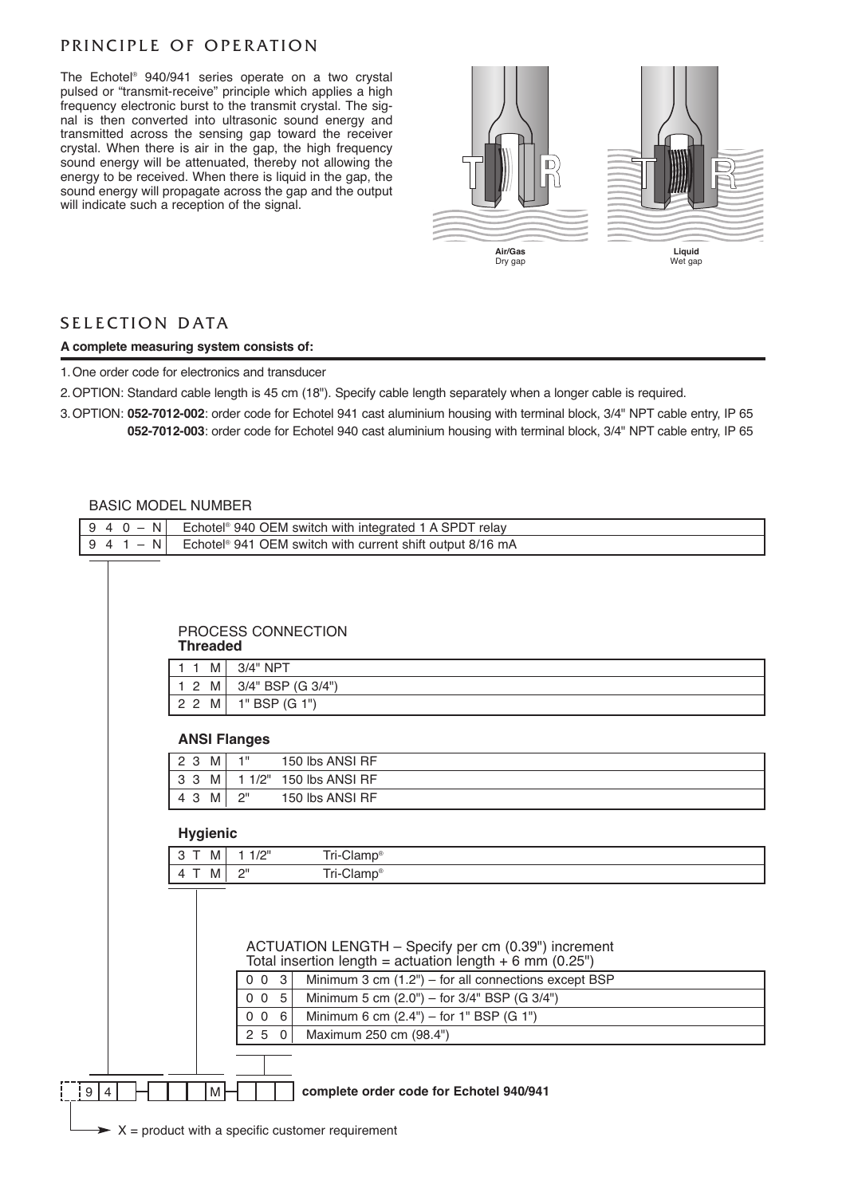## PRINCIPLE OF OPERATION

The Echotel® 940/941 series operate on a two crystal pulsed or "transmit-receive" principle which applies a high frequency electronic burst to the transmit crystal. The signal is then converted into ultrasonic sound energy and transmitted across the sensing gap toward the receiver crystal. When there is air in the gap, the high frequency sound energy will be attenuated, thereby not allowing the energy to be received. When there is liquid in the gap, the sound energy will propagate across the gap and the output will indicate such a reception of the signal.

**Air/Gas**
Dry gap

**Liquid**
Wet gap

## SELECTION DATA

**A complete measuring system consists of:**

1. One order code for electronics and transducer
2. OPTION: Standard cable length is 45 cm (18"). Specify cable length separately when a longer cable is required.
3. OPTION: **052-7012-002**: order code for Echotel 941 cast aluminium housing with terminal block, 3/4" NPT cable entry, IP 65
   **052-7012-003**: order code for Echotel 940 cast aluminium housing with terminal block, 3/4" NPT cable entry, IP 65

### BASIC MODEL NUMBER

| Code | Description |
|---|---|
| 9 4 0 – N | Echotel® 940 OEM switch with integrated 1 A SPDT relay |
| 9 4 1 – N | Echotel® 941 OEM switch with current shift output 8/16 mA |

### PROCESS CONNECTION

**Threaded**

| Code | Description |
|---|---|
| 1 1 M | 3/4" NPT |
| 1 2 M | 3/4" BSP (G 3/4") |
| 2 2 M | 1" BSP (G 1") |

**ANSI Flanges**

| Code | Size | Description |
|---|---|---|
| 2 3 M | 1" | 150 lbs ANSI RF |
| 3 3 M | 1 1/2" | 150 lbs ANSI RF |
| 4 3 M | 2" | 150 lbs ANSI RF |

**Hygienic**

| Code | Size | Description |
|---|---|---|
| 3 T M | 1 1/2" | Tri-Clamp® |
| 4 T M | 2" | Tri-Clamp® |

### ACTUATION LENGTH – Specify per cm (0.39") increment
Total insertion length = actuation length + 6 mm (0.25")

| Code | Description |
|---|---|
| 0 0 3 | Minimum 3 cm (1.2") – for all connections except BSP |
| 0 0 5 | Minimum 5 cm (2.0") – for 3/4" BSP (G 3/4") |
| 0 0 6 | Minimum 6 cm (2.4") – for 1" BSP (G 1") |
| 2 5 0 | Maximum 250 cm (98.4") |

9 4 _ – _ _ _ M – _ _ _ **complete order code for Echotel 940/941**

X = product with a specific customer requirement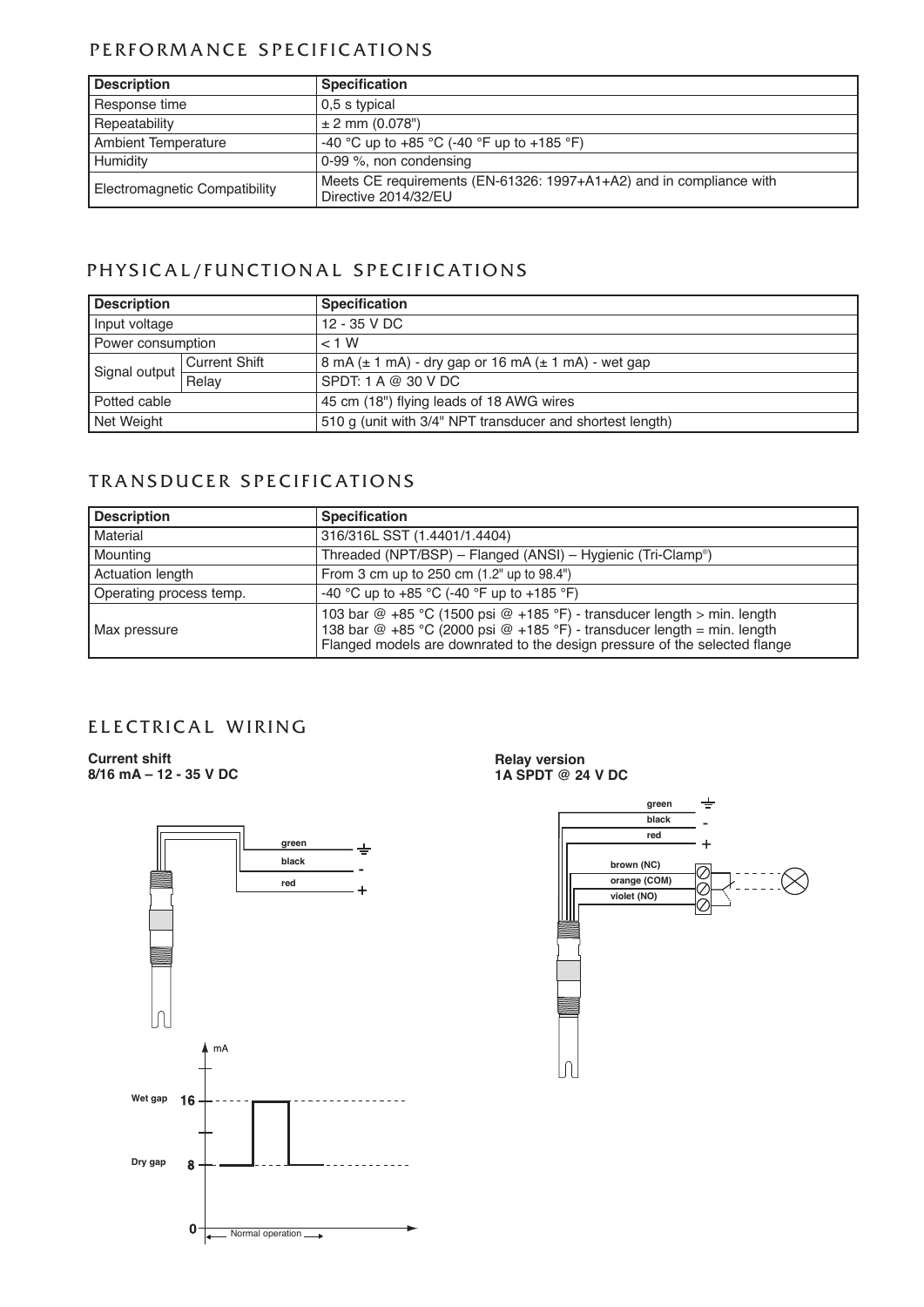## PERFORMANCE SPECIFICATIONS

| Description | Specification |
| --- | --- |
| Response time | 0,5 s typical |
| Repeatability | ± 2 mm (0.078") |
| Ambient Temperature | -40 °C up to +85 °C (-40 °F up to +185 °F) |
| Humidity | 0-99 %, non condensing |
| Electromagnetic Compatibility | Meets CE requirements (EN-61326: 1997+A1+A2) and in compliance with Directive 2014/32/EU |

## PHYSICAL/FUNCTIONAL SPECIFICATIONS

| Description | | Specification |
| --- | --- | --- |
| Input voltage | | 12 - 35 V DC |
| Power consumption | | < 1 W |
| Signal output | Current Shift | 8 mA (± 1 mA) - dry gap or 16 mA (± 1 mA) - wet gap |
| | Relay | SPDT: 1 A @ 30 V DC |
| Potted cable | | 45 cm (18") flying leads of 18 AWG wires |
| Net Weight | | 510 g (unit with 3/4" NPT transducer and shortest length) |

## TRANSDUCER SPECIFICATIONS

| Description | Specification |
| --- | --- |
| Material | 316/316L SST (1.4401/1.4404) |
| Mounting | Threaded (NPT/BSP) – Flanged (ANSI) – Hygienic (Tri-Clamp®) |
| Actuation length | From 3 cm up to 250 cm (1.2" up to 98.4") |
| Operating process temp. | -40 °C up to +85 °C (-40 °F up to +185 °F) |
| Max pressure | 103 bar @ +85 °C (1500 psi @ +185 °F) - transducer length > min. length<br>138 bar @ +85 °C (2000 psi @ +185 °F) - transducer length = min. length<br>Flanged models are downrated to the design pressure of the selected flange |

## ELECTRICAL WIRING

**Current shift**
**8/16 mA – 12 - 35 V DC**

green ⏚
black -
red +

mA

Wet gap 16

Dry gap 8

0 Normal operation

**Relay version**
**1A SPDT @ 24 V DC**

green ⏚
black -
red +
brown (NC)
orange (COM)
violet (NO)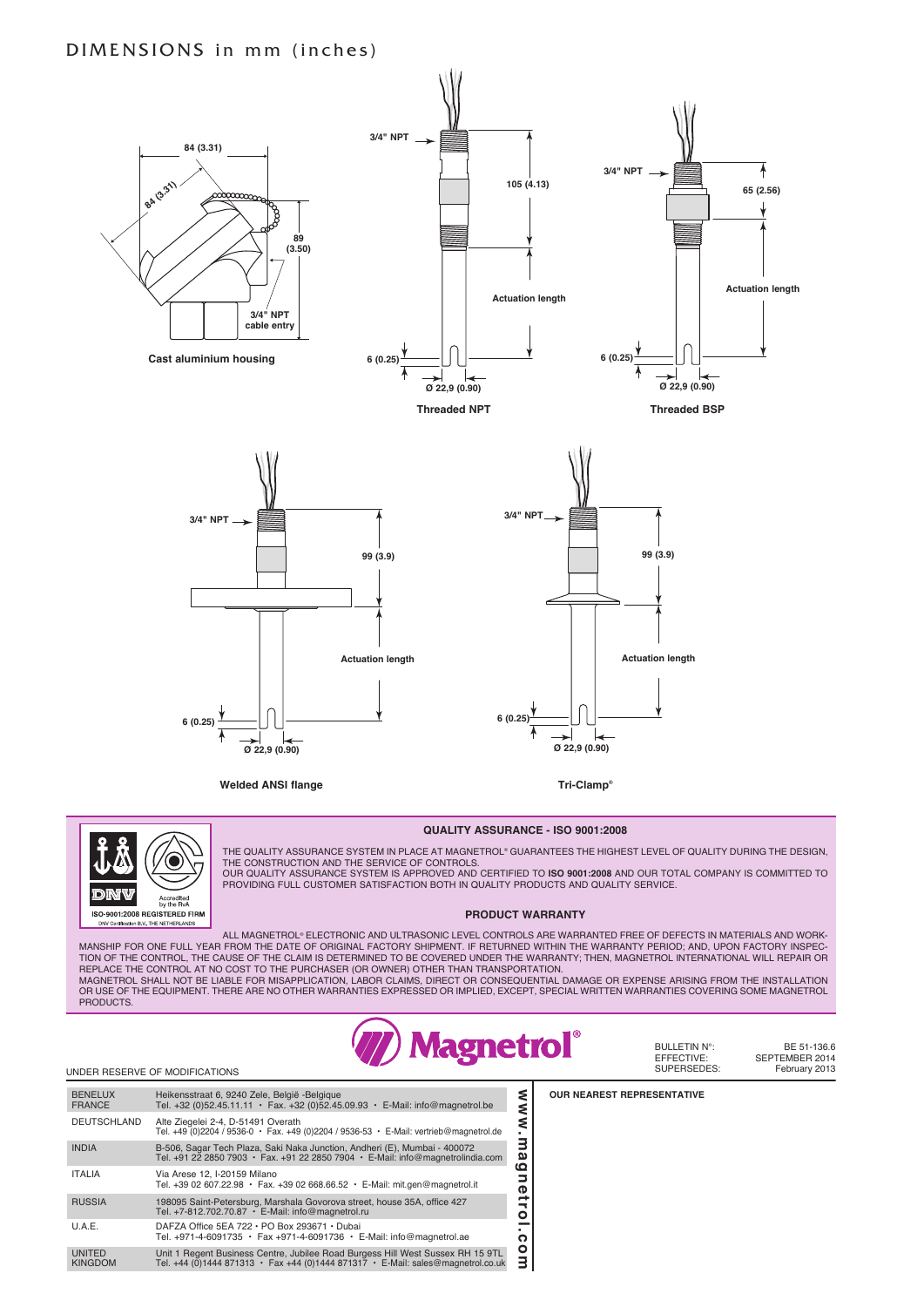# DIMENSIONS in mm (inches)

84 (3.31)
84 (3.31)
89 (3.50)
3/4" NPT cable entry
Cast aluminium housing

3/4" NPT
105 (4.13)
Actuation length
6 (0.25)
Ø 22,9 (0.90)
Threaded NPT

3/4" NPT
65 (2.56)
Actuation length
6 (0.25)
Ø 22,9 (0.90)
Threaded BSP

3/4" NPT
99 (3.9)
Actuation length
6 (0.25)
Ø 22,9 (0.90)
Welded ANSI flange

3/4" NPT
99 (3.9)
Actuation length
6 (0.25)
Ø 22,9 (0.90)
Tri-Clamp®

DNV
Accredited by the RvA
ISO-9001:2008 REGISTERED FIRM
DNV Certification B.V., THE NETHERLANDS

## QUALITY ASSURANCE - ISO 9001:2008

THE QUALITY ASSURANCE SYSTEM IN PLACE AT MAGNETROL® GUARANTEES THE HIGHEST LEVEL OF QUALITY DURING THE DESIGN, THE CONSTRUCTION AND THE SERVICE OF CONTROLS.
OUR QUALITY ASSURANCE SYSTEM IS APPROVED AND CERTIFIED TO **ISO 9001:2008** AND OUR TOTAL COMPANY IS COMMITTED TO PROVIDING FULL CUSTOMER SATISFACTION BOTH IN QUALITY PRODUCTS AND QUALITY SERVICE.

## PRODUCT WARRANTY

ALL MAGNETROL® ELECTRONIC AND ULTRASONIC LEVEL CONTROLS ARE WARRANTED FREE OF DEFECTS IN MATERIALS AND WORKMANSHIP FOR ONE FULL YEAR FROM THE DATE OF ORIGINAL FACTORY SHIPMENT. IF RETURNED WITHIN THE WARRANTY PERIOD; AND, UPON FACTORY INSPECTION OF THE CONTROL, THE CAUSE OF THE CLAIM IS DETERMINED TO BE COVERED UNDER THE WARRANTY; THEN, MAGNETROL INTERNATIONAL WILL REPAIR OR REPLACE THE CONTROL AT NO COST TO THE PURCHASER (OR OWNER) OTHER THAN TRANSPORTATION.
MAGNETROL SHALL NOT BE LIABLE FOR MISAPPLICATION, LABOR CLAIMS, DIRECT OR CONSEQUENTIAL DAMAGE OR EXPENSE ARISING FROM THE INSTALLATION OR USE OF THE EQUIPMENT. THERE ARE NO OTHER WARRANTIES EXPRESSED OR IMPLIED, EXCEPT, SPECIAL WRITTEN WARRANTIES COVERING SOME MAGNETROL PRODUCTS.

Magnetrol®

UNDER RESERVE OF MODIFICATIONS

| | |
|---|---|
| BULLETIN N°: | BE 51-136.6 |
| EFFECTIVE: | SEPTEMBER 2014 |
| SUPERSEDES: | February 2013 |

| | |
|---|---|
| BENELUX FRANCE | Heikensstraat 6, 9240 Zele, België -Belgique<br>Tel. +32 (0)52.45.11.11 • Fax. +32 (0)52.45.09.93 • E-Mail: info@magnetrol.be |
| DEUTSCHLAND | Alte Ziegelei 2-4, D-51491 Overath<br>Tel. +49 (0)2204 / 9536-0 • Fax. +49 (0)2204 / 9536-53 • E-Mail: vertrieb@magnetrol.de |
| INDIA | B-506, Sagar Tech Plaza, Saki Naka Junction, Andheri (E), Mumbai - 400072<br>Tel. +91 22 2850 7903 • Fax. +91 22 2850 7904 • E-Mail: info@magnetrolindia.com |
| ITALIA | Via Arese 12, I-20159 Milano<br>Tel. +39 02 607.22.98 • Fax. +39 02 668.66.52 • E-Mail: mit.gen@magnetrol.it |
| RUSSIA | 198095 Saint-Petersburg, Marshala Govorova street, house 35A, office 427<br>Tel. +7-812.702.70.87 • E-Mail: info@magnetrol.ru |
| U.A.E. | DAFZA Office 5EA 722 • PO Box 293671 • Dubai<br>Tel. +971-4-6091735 • Fax +971-4-6091736 • E-Mail: info@magnetrol.ae |
| UNITED KINGDOM | Unit 1 Regent Business Centre, Jubilee Road Burgess Hill West Sussex RH 15 9TL<br>Tel. +44 (0)1444 871313 • Fax +44 (0)1444 871317 • E-Mail: sales@magnetrol.co.uk |

www.magnetrol.com

**OUR NEAREST REPRESENTATIVE**